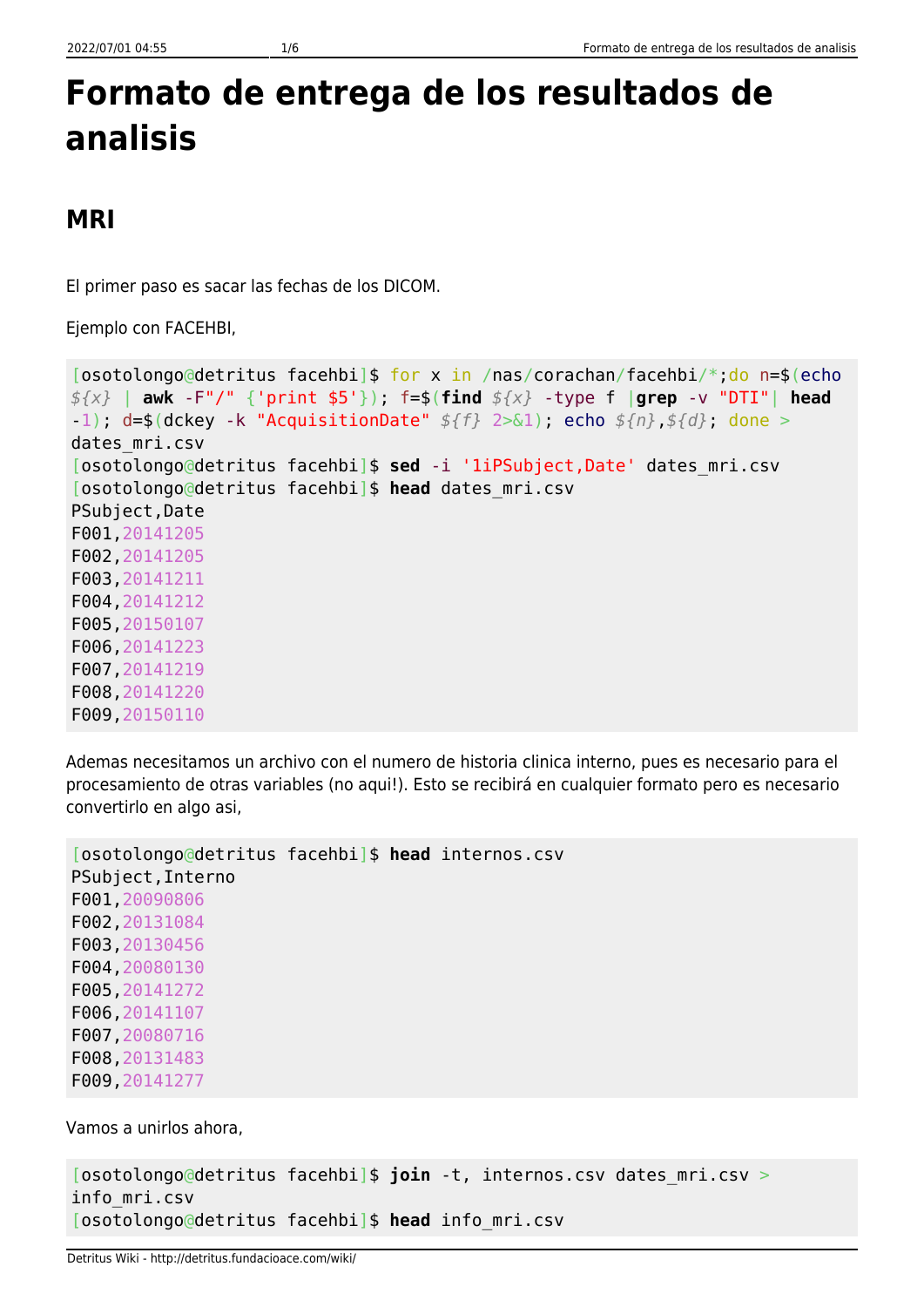# Formato de entrega de los resultados de analisis

## MRI

El primer paso es sacar las fechas de los DICOM.

Ejemplo con FACEHBI,

```
[osotolongo@detritus facehbi]$ for x in /nas/corachan/facehbi/*;do n=$(echo ${x} | awk -F"/" {'print $5'}); f=$(find ${x} -type f |grep -v "DTI"| head -1); d=$(dckey -k "AcquisitionDate" ${f} 2>&1); echo ${n},${d}; done > dates_mri.csv
[osotolongo@detritus facehbi]$ sed -i '1iPSubject,Date' dates_mri.csv
[osotolongo@detritus facehbi]$ head dates_mri.csv
PSubject,Date
F001,20141205
F002,20141205
F003,20141211
F004,20141212
F005,20150107
F006,20141223
F007,20141219
F008,20141220
F009,20150110
```

Ademas necesitamos un archivo con el numero de historia clinica interno, pues es necesario para el procesamiento de otras variables (no aqui!). Esto se recibirá en cualquier formato pero es necesario convertirlo en algo asi,

```
[osotolongo@detritus facehbi]$ head internos.csv
PSubject,Interno
F001,20090806
F002,20131084
F003,20130456
F004,20080130
F005,20141272
F006,20141107
F007,20080716
F008,20131483
F009,20141277
```

Vamos a unirlos ahora,

```
[osotolongo@detritus facehbi]$ join -t, internos.csv dates_mri.csv > info_mri.csv
[osotolongo@detritus facehbi]$ head info_mri.csv
```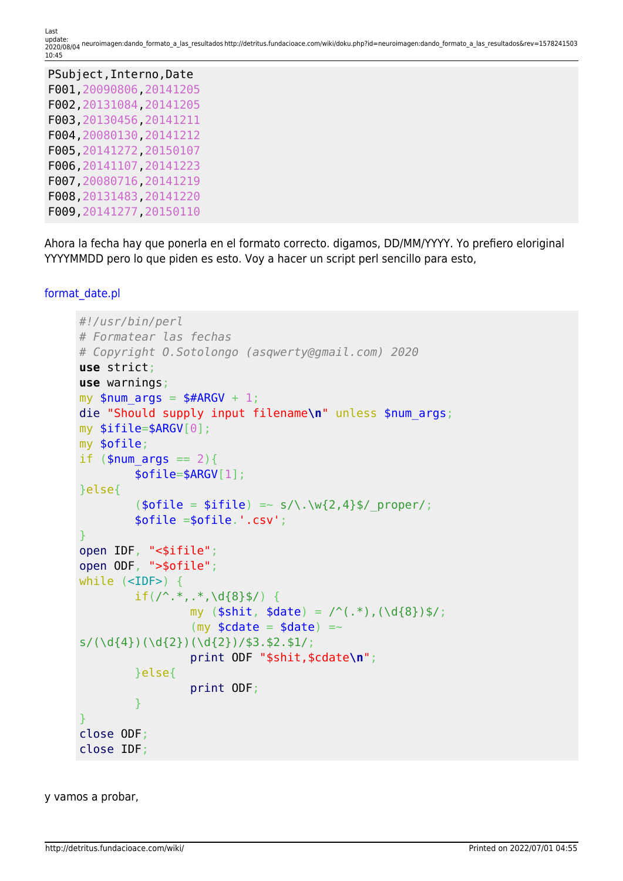```
PSubject,Interno,Date
F001,20090806,20141205
F002,20131084,20141205
F003,20130456,20141211
F004,20080130,20141212
F005,20141272,20150107
F006,20141107,20141223
F007,20080716,20141219
F008,20131483,20141220
F009,20141277,20150110
```

Ahora la fecha hay que ponerla en el formato correcto. digamos, DD/MM/YYYY. Yo prefiero eloriginal YYYYMMDD pero lo que piden es esto. Voy a hacer un script perl sencillo para esto,

format_date.pl

```perl
#!/usr/bin/perl
# Formatear las fechas
# Copyright O.Sotolongo (asqwerty@gmail.com) 2020
use strict;
use warnings;
my $num_args = $#ARGV + 1;
die "Should supply input filename\n" unless $num_args;
my $ifile=$ARGV[0];
my $ofile;
if ($num_args == 2){
        $ofile=$ARGV[1];
}else{
        ($ofile = $ifile) =~ s/\.\w{2,4}$/_proper/;
        $ofile =$ofile.'.csv';
}
open IDF, "<$ifile";
open ODF, ">$ofile";
while (<IDF>) {
        if(/^.*,.*,\d{8}$/) {
                my ($shit, $date) = /^(.*),(\d{8})$/;
                (my $cdate = $date) =~
s/(\d{4})(\d{2})(\d{2})/$3.$2.$1/;
                print ODF "$shit,$cdate\n";
        }else{
                print ODF;
        }
}
close ODF;
close IDF;
```

y vamos a probar,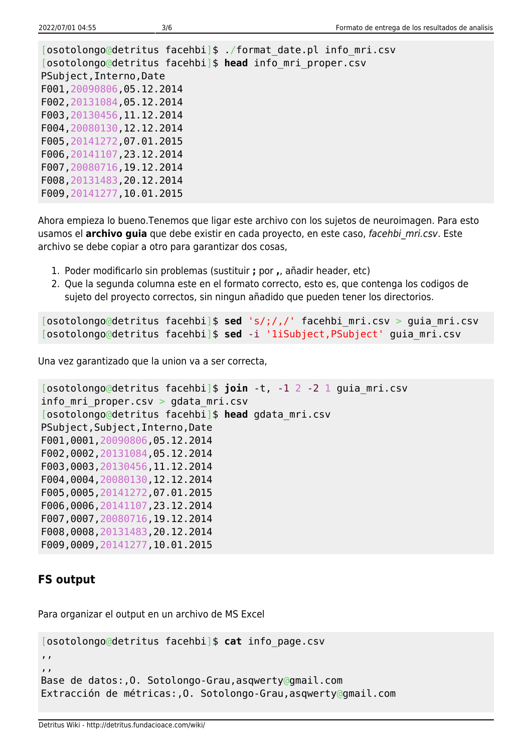```
[osotolongo@detritus facehbi]$ ./format_date.pl info_mri.csv
[osotolongo@detritus facehbi]$ head info_mri_proper.csv
PSubject,Interno,Date
F001,20090806,05.12.2014
F002,20131084,05.12.2014
F003,20130456,11.12.2014
F004,20080130,12.12.2014
F005,20141272,07.01.2015
F006,20141107,23.12.2014
F007,20080716,19.12.2014
F008,20131483,20.12.2014
F009,20141277,10.01.2015
```

Ahora empieza lo bueno.Tenemos que ligar este archivo con los sujetos de neuroimagen. Para esto usamos el **archivo guia** que debe existir en cada proyecto, en este caso, *facehbi_mri.csv*. Este archivo se debe copiar a otro para garantizar dos cosas,

1. Poder modificarlo sin problemas (sustituir **;** por **,**, añadir header, etc)
2. Que la segunda columna este en el formato correcto, esto es, que contenga los codigos de sujeto del proyecto correctos, sin ningun añadido que pueden tener los directorios.

```
[osotolongo@detritus facehbi]$ sed 's/;/,/' facehbi_mri.csv > guia_mri.csv
[osotolongo@detritus facehbi]$ sed -i '1iSubject,PSubject' guia_mri.csv
```

Una vez garantizado que la union va a ser correcta,

```
[osotolongo@detritus facehbi]$ join -t, -1 2 -2 1 guia_mri.csv
info_mri_proper.csv > gdata_mri.csv
[osotolongo@detritus facehbi]$ head gdata_mri.csv
PSubject,Subject,Interno,Date
F001,0001,20090806,05.12.2014
F002,0002,20131084,05.12.2014
F003,0003,20130456,11.12.2014
F004,0004,20080130,12.12.2014
F005,0005,20141272,07.01.2015
F006,0006,20141107,23.12.2014
F007,0007,20080716,19.12.2014
F008,0008,20131483,20.12.2014
F009,0009,20141277,10.01.2015
```

### FS output

Para organizar el output en un archivo de MS Excel

```
[osotolongo@detritus facehbi]$ cat info_page.csv
,,
,,
Base de datos:,O. Sotolongo-Grau,asqwerty@gmail.com
Extracción de métricas:,O. Sotolongo-Grau,asqwerty@gmail.com
```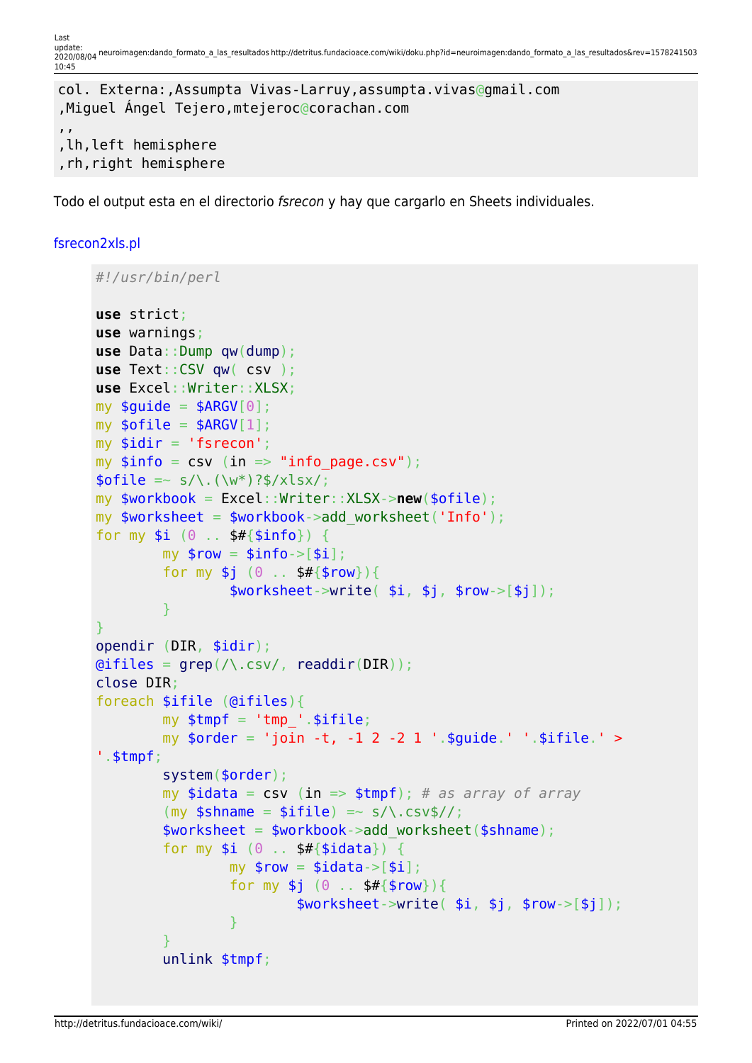```
col. Externa:,Assumpta Vivas-Larruy,assumpta.vivas@gmail.com
,Miguel Ángel Tejero,mtejeroc@corachan.com
,,
,lh,left hemisphere
,rh,right hemisphere
```

Todo el output esta en el directorio *fsrecon* y hay que cargarlo en Sheets individuales.

fsrecon2xls.pl

```perl
#!/usr/bin/perl

use strict;
use warnings;
use Data::Dump qw(dump);
use Text::CSV qw( csv );
use Excel::Writer::XLSX;
my $guide = $ARGV[0];
my $ofile = $ARGV[1];
my $idir = 'fsrecon';
my $info = csv (in => "info_page.csv");
$ofile =~ s/\.(\w*)?$/xlsx/;
my $workbook = Excel::Writer::XLSX->new($ofile);
my $worksheet = $workbook->add_worksheet('Info');
for my $i (0 .. $#{$info}) {
        my $row = $info->[$i];
        for my $j (0 .. $#{$row}){
                $worksheet->write( $i, $j, $row->[$j]);
        }
}
opendir (DIR, $idir);
@ifiles = grep(/\.csv/, readdir(DIR));
close DIR;
foreach $ifile (@ifiles){
        my $tmpf = 'tmp_'.$ifile;
        my $order = 'join -t, -1 2 -2 1 '.$guide.' '.$ifile.' >
'.$tmpf;
        system($order);
        my $idata = csv (in => $tmpf); # as array of array
        (my $shname = $ifile) =~ s/\.csv$//;
        $worksheet = $workbook->add_worksheet($shname);
        for my $i (0 .. $#{$idata}) {
                my $row = $idata->[$i];
                for my $j (0 .. $#{$row}){
                        $worksheet->write( $i, $j, $row->[$j]);
                }
        }
        unlink $tmpf;
```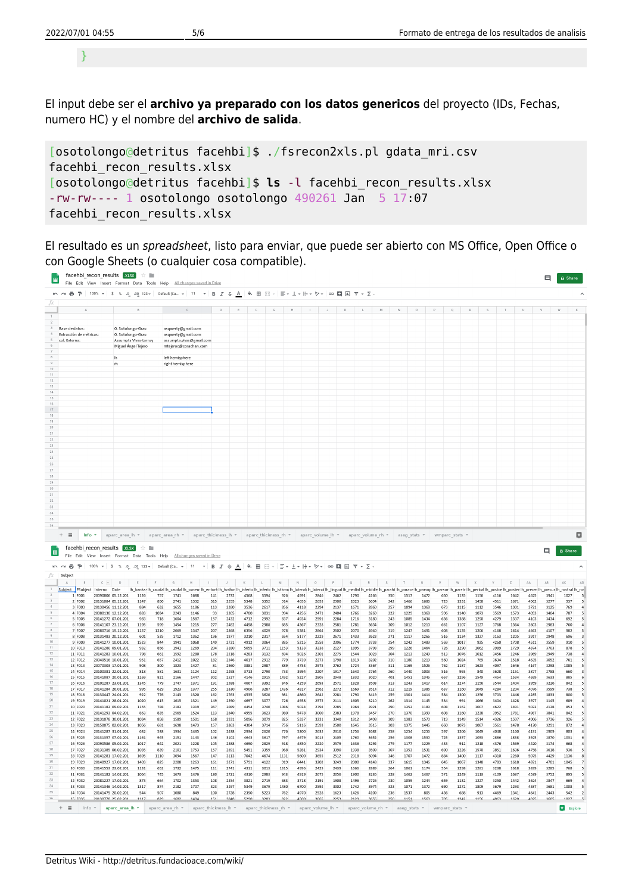```
}
```

El input debe ser el **archivo ya preparado con los datos genericos** del proyecto (IDs, Fechas, numero HC) y el nombre del **archivo de salida**.

```
[osotolongo@detritus facehbi]$ ./fsrecon2xls.pl gdata_mri.csv
facehbi_recon_results.xlsx
[osotolongo@detritus facehbi]$ ls -l facehbi_recon_results.xlsx
-rw-rw---- 1 osotolongo osotolongo 490261 Jan  5 17:07
facehbi_recon_results.xlsx
```

El resultado es un *spreadsheet*, listo para enviar, que puede ser abierto con MS Office, Open Office o con Google Sheets (o cualquier cosa compatible).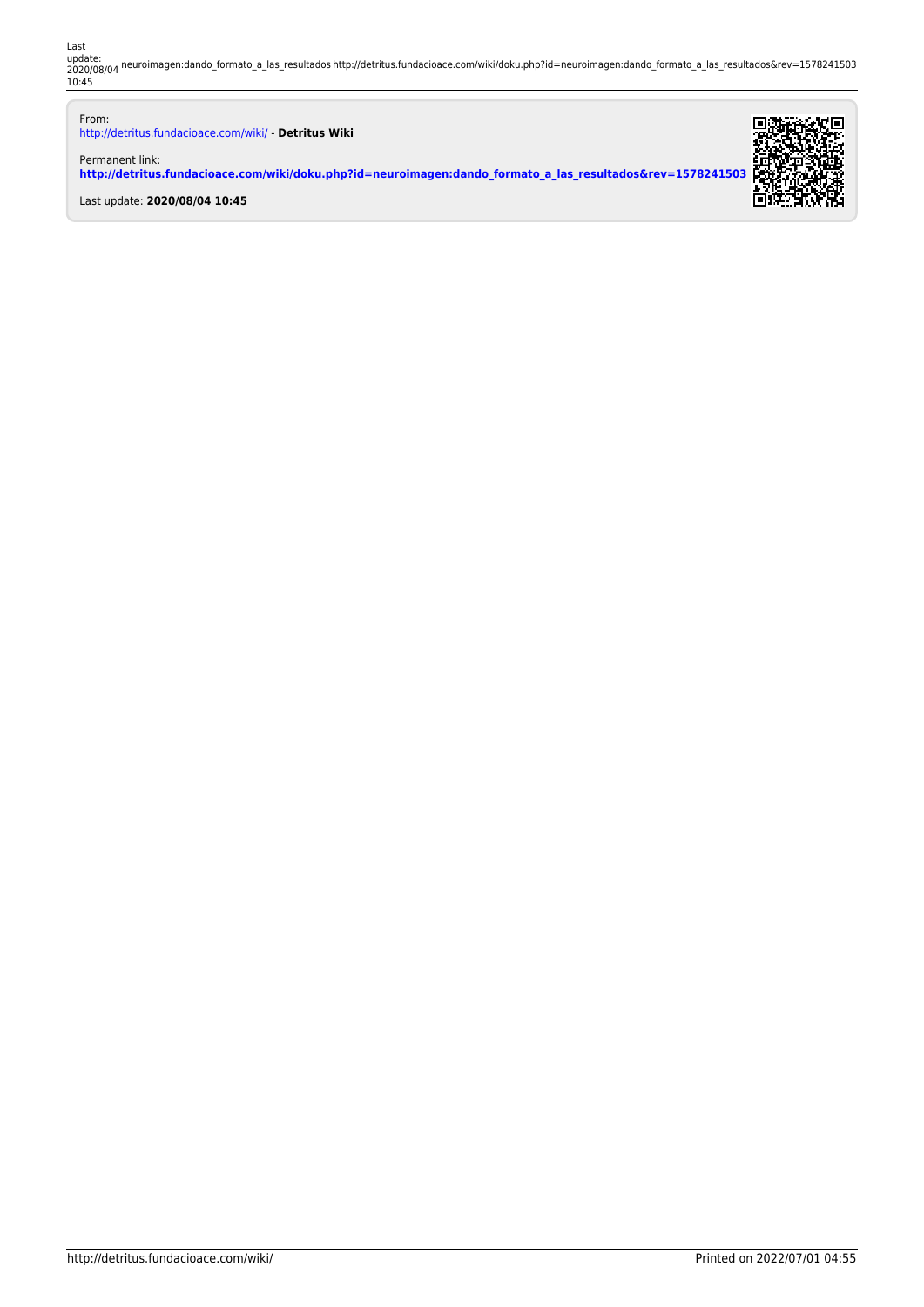From:
http://detritus.fundacioace.com/wiki/ - **Detritus Wiki**

Permanent link:
**http://detritus.fundacioace.com/wiki/doku.php?id=neuroimagen:dando_formato_a_las_resultados&rev=1578241503**

Last update: **2020/08/04 10:45**